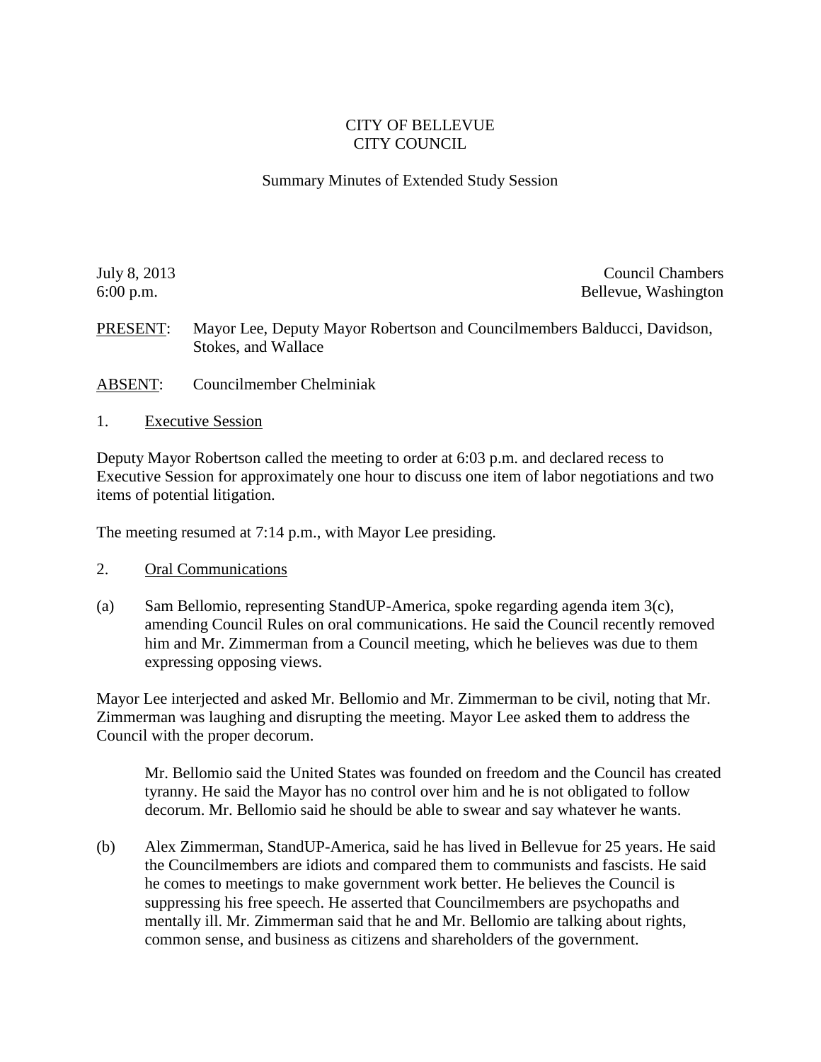CITY OF BELLEVUE
CITY COUNCIL

Summary Minutes of Extended Study Session

July 8, 2013 — Council Chambers
6:00 p.m. — Bellevue, Washington

PRESENT: Mayor Lee, Deputy Mayor Robertson and Councilmembers Balducci, Davidson, Stokes, and Wallace

ABSENT: Councilmember Chelminiak

1. Executive Session

Deputy Mayor Robertson called the meeting to order at 6:03 p.m. and declared recess to Executive Session for approximately one hour to discuss one item of labor negotiations and two items of potential litigation.

The meeting resumed at 7:14 p.m., with Mayor Lee presiding.

2. Oral Communications

(a) Sam Bellomio, representing StandUP-America, spoke regarding agenda item 3(c), amending Council Rules on oral communications. He said the Council recently removed him and Mr. Zimmerman from a Council meeting, which he believes was due to them expressing opposing views.

Mayor Lee interjected and asked Mr. Bellomio and Mr. Zimmerman to be civil, noting that Mr. Zimmerman was laughing and disrupting the meeting. Mayor Lee asked them to address the Council with the proper decorum.

> Mr. Bellomio said the United States was founded on freedom and the Council has created tyranny. He said the Mayor has no control over him and he is not obligated to follow decorum. Mr. Bellomio said he should be able to swear and say whatever he wants.

(b) Alex Zimmerman, StandUP-America, said he has lived in Bellevue for 25 years. He said the Councilmembers are idiots and compared them to communists and fascists. He said he comes to meetings to make government work better. He believes the Council is suppressing his free speech. He asserted that Councilmembers are psychopaths and mentally ill. Mr. Zimmerman said that he and Mr. Bellomio are talking about rights, common sense, and business as citizens and shareholders of the government.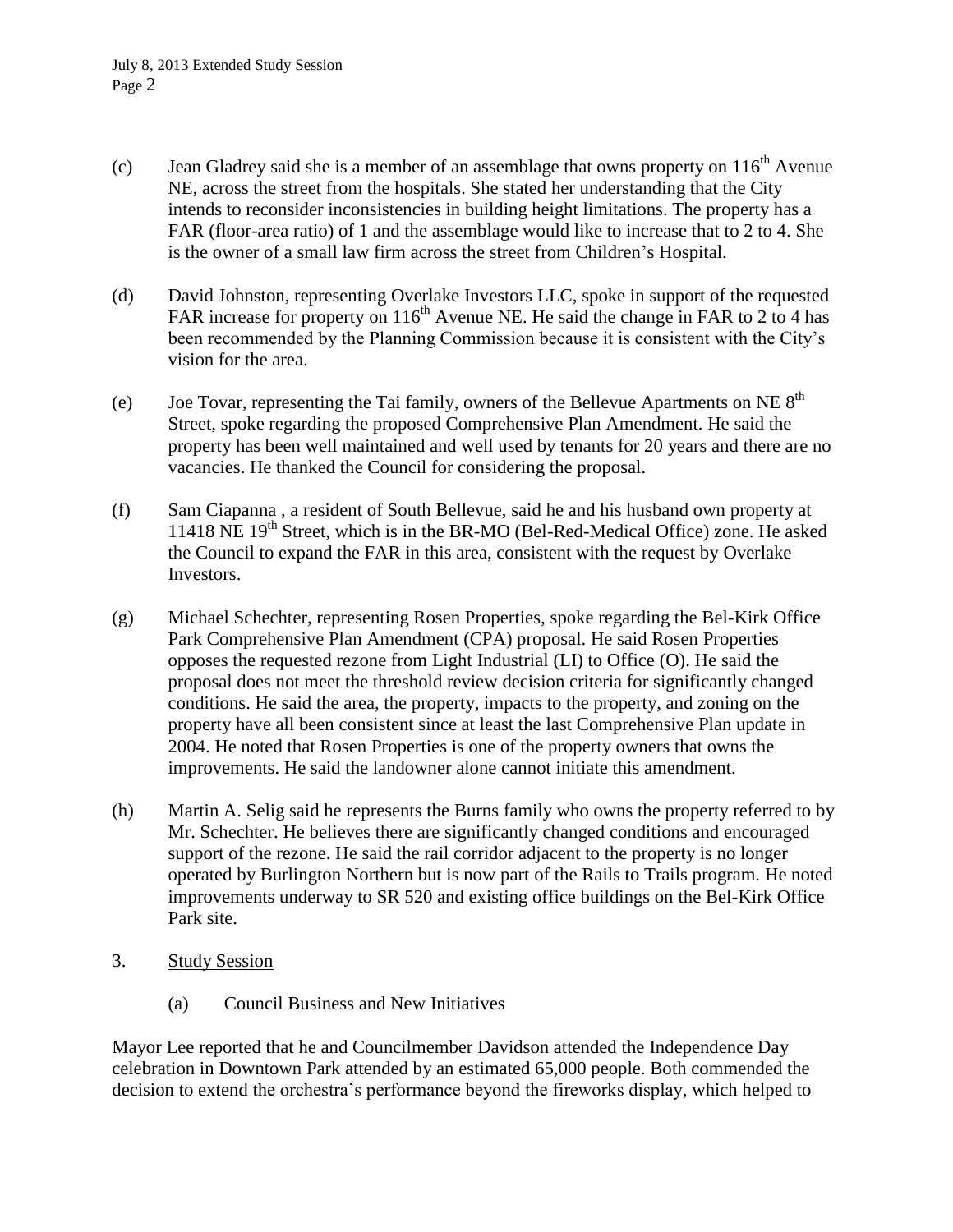(c) Jean Gladrey said she is a member of an assemblage that owns property on 116th Avenue NE, across the street from the hospitals. She stated her understanding that the City intends to reconsider inconsistencies in building height limitations. The property has a FAR (floor-area ratio) of 1 and the assemblage would like to increase that to 2 to 4. She is the owner of a small law firm across the street from Children's Hospital.

(d) David Johnston, representing Overlake Investors LLC, spoke in support of the requested FAR increase for property on 116th Avenue NE. He said the change in FAR to 2 to 4 has been recommended by the Planning Commission because it is consistent with the City's vision for the area.

(e) Joe Tovar, representing the Tai family, owners of the Bellevue Apartments on NE 8th Street, spoke regarding the proposed Comprehensive Plan Amendment. He said the property has been well maintained and well used by tenants for 20 years and there are no vacancies. He thanked the Council for considering the proposal.

(f) Sam Ciapanna , a resident of South Bellevue, said he and his husband own property at 11418 NE 19th Street, which is in the BR-MO (Bel-Red-Medical Office) zone. He asked the Council to expand the FAR in this area, consistent with the request by Overlake Investors.

(g) Michael Schechter, representing Rosen Properties, spoke regarding the Bel-Kirk Office Park Comprehensive Plan Amendment (CPA) proposal. He said Rosen Properties opposes the requested rezone from Light Industrial (LI) to Office (O). He said the proposal does not meet the threshold review decision criteria for significantly changed conditions. He said the area, the property, impacts to the property, and zoning on the property have all been consistent since at least the last Comprehensive Plan update in 2004. He noted that Rosen Properties is one of the property owners that owns the improvements. He said the landowner alone cannot initiate this amendment.

(h) Martin A. Selig said he represents the Burns family who owns the property referred to by Mr. Schechter. He believes there are significantly changed conditions and encouraged support of the rezone. He said the rail corridor adjacent to the property is no longer operated by Burlington Northern but is now part of the Rails to Trails program. He noted improvements underway to SR 520 and existing office buildings on the Bel-Kirk Office Park site.

3. Study Session

(a) Council Business and New Initiatives

Mayor Lee reported that he and Councilmember Davidson attended the Independence Day celebration in Downtown Park attended by an estimated 65,000 people. Both commended the decision to extend the orchestra's performance beyond the fireworks display, which helped to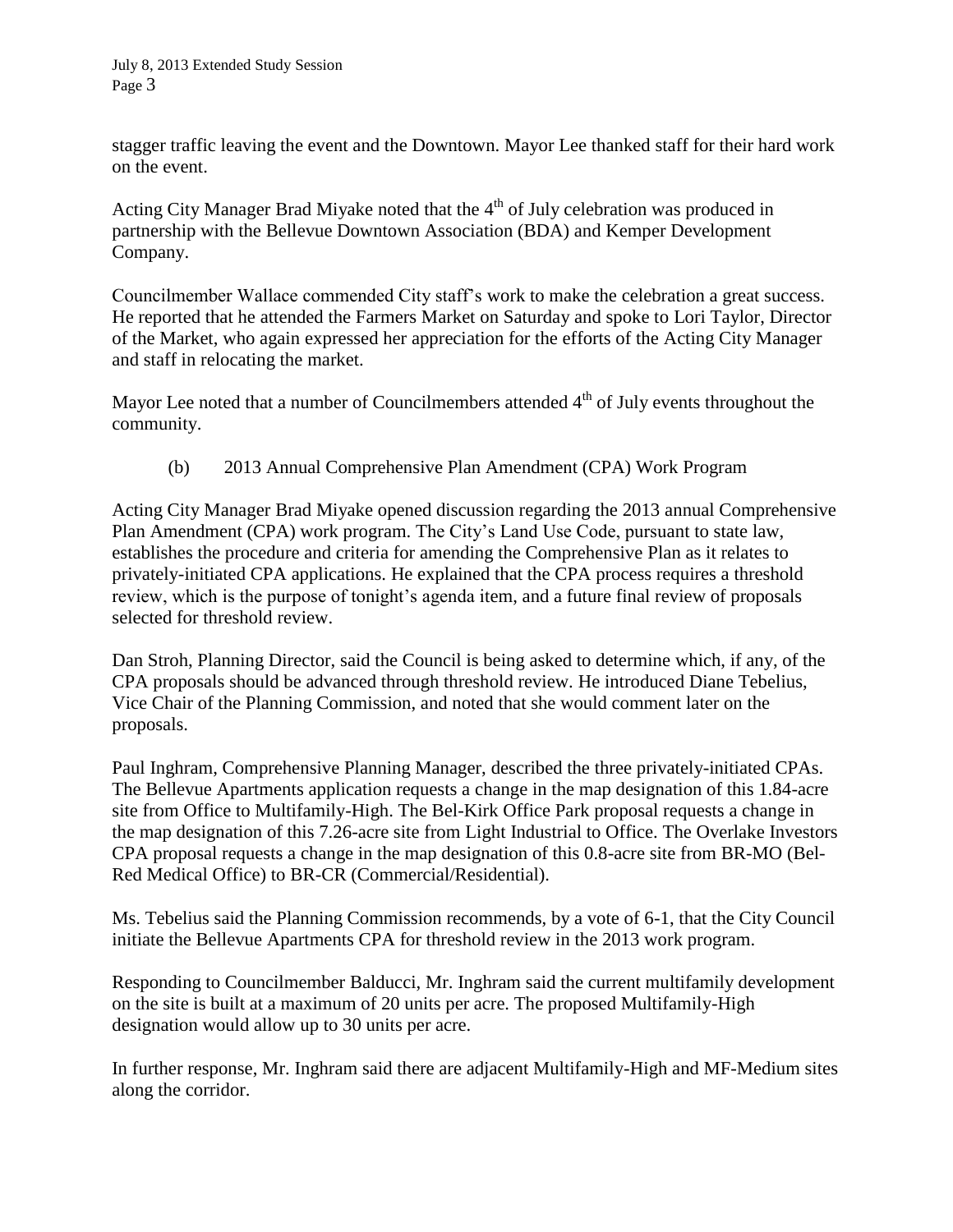stagger traffic leaving the event and the Downtown. Mayor Lee thanked staff for their hard work on the event.

Acting City Manager Brad Miyake noted that the 4th of July celebration was produced in partnership with the Bellevue Downtown Association (BDA) and Kemper Development Company.

Councilmember Wallace commended City staff's work to make the celebration a great success. He reported that he attended the Farmers Market on Saturday and spoke to Lori Taylor, Director of the Market, who again expressed her appreciation for the efforts of the Acting City Manager and staff in relocating the market.

Mayor Lee noted that a number of Councilmembers attended 4th of July events throughout the community.

(b) 2013 Annual Comprehensive Plan Amendment (CPA) Work Program

Acting City Manager Brad Miyake opened discussion regarding the 2013 annual Comprehensive Plan Amendment (CPA) work program. The City's Land Use Code, pursuant to state law, establishes the procedure and criteria for amending the Comprehensive Plan as it relates to privately-initiated CPA applications. He explained that the CPA process requires a threshold review, which is the purpose of tonight's agenda item, and a future final review of proposals selected for threshold review.

Dan Stroh, Planning Director, said the Council is being asked to determine which, if any, of the CPA proposals should be advanced through threshold review. He introduced Diane Tebelius, Vice Chair of the Planning Commission, and noted that she would comment later on the proposals.

Paul Inghram, Comprehensive Planning Manager, described the three privately-initiated CPAs. The Bellevue Apartments application requests a change in the map designation of this 1.84-acre site from Office to Multifamily-High. The Bel-Kirk Office Park proposal requests a change in the map designation of this 7.26-acre site from Light Industrial to Office. The Overlake Investors CPA proposal requests a change in the map designation of this 0.8-acre site from BR-MO (Bel-Red Medical Office) to BR-CR (Commercial/Residential).

Ms. Tebelius said the Planning Commission recommends, by a vote of 6-1, that the City Council initiate the Bellevue Apartments CPA for threshold review in the 2013 work program.

Responding to Councilmember Balducci, Mr. Inghram said the current multifamily development on the site is built at a maximum of 20 units per acre. The proposed Multifamily-High designation would allow up to 30 units per acre.

In further response, Mr. Inghram said there are adjacent Multifamily-High and MF-Medium sites along the corridor.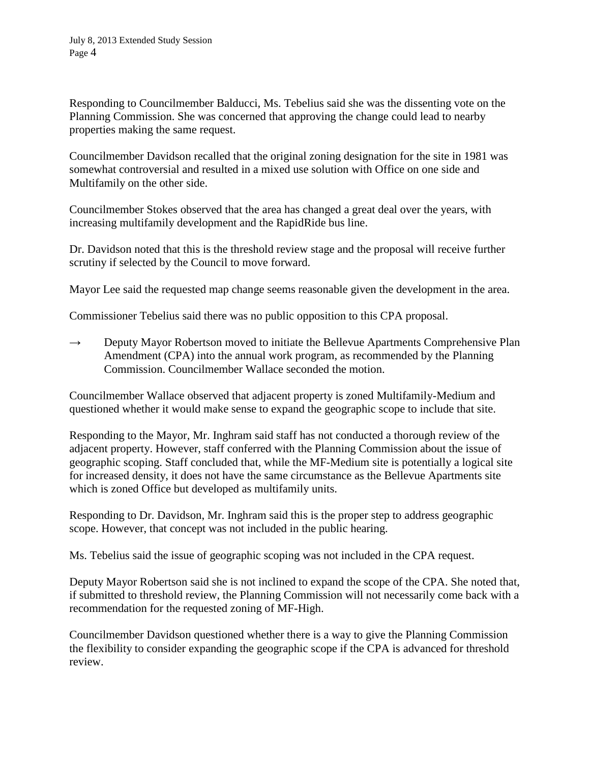Responding to Councilmember Balducci, Ms. Tebelius said she was the dissenting vote on the Planning Commission. She was concerned that approving the change could lead to nearby properties making the same request.

Councilmember Davidson recalled that the original zoning designation for the site in 1981 was somewhat controversial and resulted in a mixed use solution with Office on one side and Multifamily on the other side.

Councilmember Stokes observed that the area has changed a great deal over the years, with increasing multifamily development and the RapidRide bus line.

Dr. Davidson noted that this is the threshold review stage and the proposal will receive further scrutiny if selected by the Council to move forward.

Mayor Lee said the requested map change seems reasonable given the development in the area.

Commissioner Tebelius said there was no public opposition to this CPA proposal.

→ Deputy Mayor Robertson moved to initiate the Bellevue Apartments Comprehensive Plan Amendment (CPA) into the annual work program, as recommended by the Planning Commission. Councilmember Wallace seconded the motion.

Councilmember Wallace observed that adjacent property is zoned Multifamily-Medium and questioned whether it would make sense to expand the geographic scope to include that site.

Responding to the Mayor, Mr. Inghram said staff has not conducted a thorough review of the adjacent property. However, staff conferred with the Planning Commission about the issue of geographic scoping. Staff concluded that, while the MF-Medium site is potentially a logical site for increased density, it does not have the same circumstance as the Bellevue Apartments site which is zoned Office but developed as multifamily units.

Responding to Dr. Davidson, Mr. Inghram said this is the proper step to address geographic scope. However, that concept was not included in the public hearing.

Ms. Tebelius said the issue of geographic scoping was not included in the CPA request.

Deputy Mayor Robertson said she is not inclined to expand the scope of the CPA. She noted that, if submitted to threshold review, the Planning Commission will not necessarily come back with a recommendation for the requested zoning of MF-High.

Councilmember Davidson questioned whether there is a way to give the Planning Commission the flexibility to consider expanding the geographic scope if the CPA is advanced for threshold review.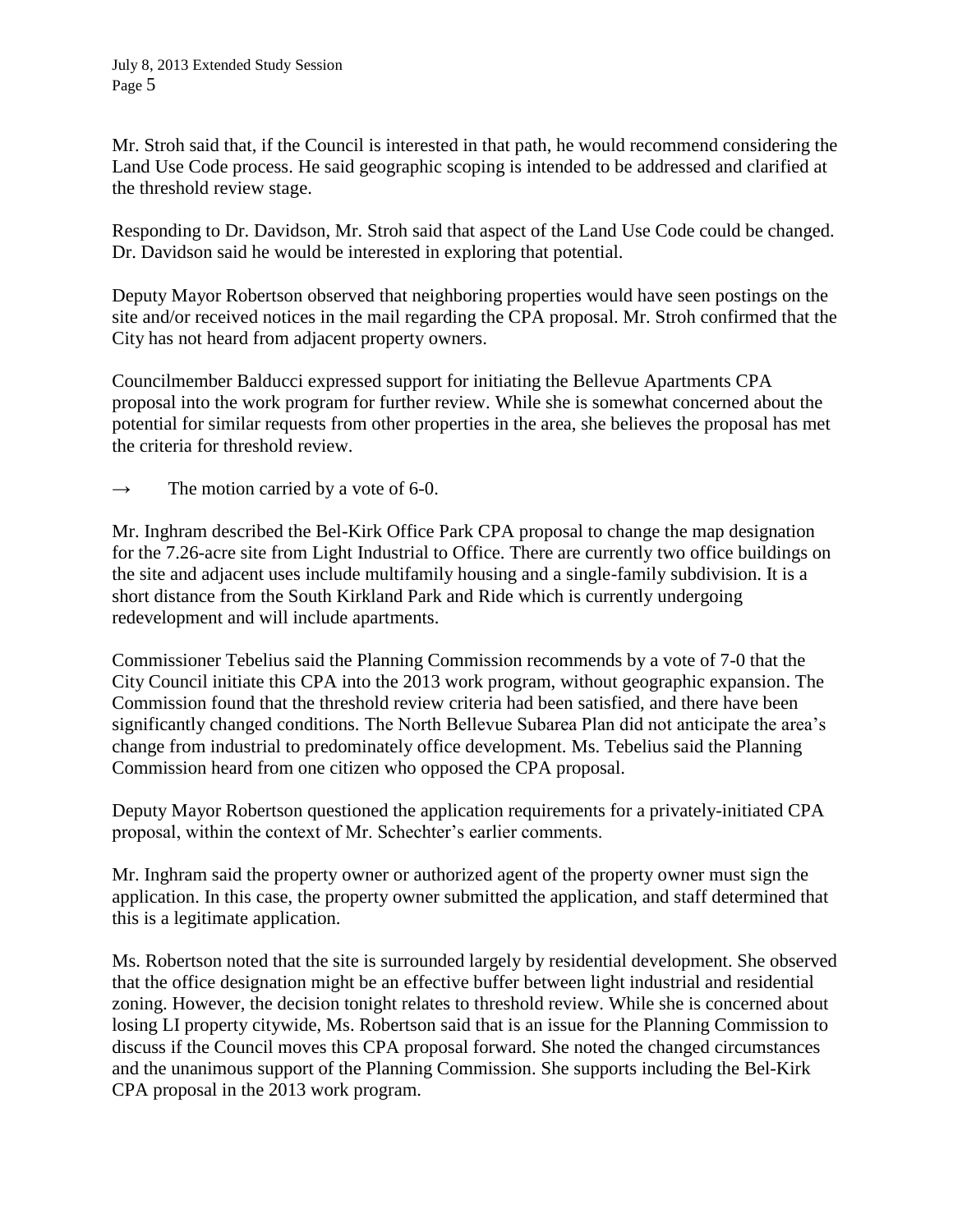Mr. Stroh said that, if the Council is interested in that path, he would recommend considering the Land Use Code process. He said geographic scoping is intended to be addressed and clarified at the threshold review stage.

Responding to Dr. Davidson, Mr. Stroh said that aspect of the Land Use Code could be changed. Dr. Davidson said he would be interested in exploring that potential.

Deputy Mayor Robertson observed that neighboring properties would have seen postings on the site and/or received notices in the mail regarding the CPA proposal. Mr. Stroh confirmed that the City has not heard from adjacent property owners.

Councilmember Balducci expressed support for initiating the Bellevue Apartments CPA proposal into the work program for further review. While she is somewhat concerned about the potential for similar requests from other properties in the area, she believes the proposal has met the criteria for threshold review.

→ The motion carried by a vote of 6-0.

Mr. Inghram described the Bel-Kirk Office Park CPA proposal to change the map designation for the 7.26-acre site from Light Industrial to Office. There are currently two office buildings on the site and adjacent uses include multifamily housing and a single-family subdivision. It is a short distance from the South Kirkland Park and Ride which is currently undergoing redevelopment and will include apartments.

Commissioner Tebelius said the Planning Commission recommends by a vote of 7-0 that the City Council initiate this CPA into the 2013 work program, without geographic expansion. The Commission found that the threshold review criteria had been satisfied, and there have been significantly changed conditions. The North Bellevue Subarea Plan did not anticipate the area's change from industrial to predominately office development. Ms. Tebelius said the Planning Commission heard from one citizen who opposed the CPA proposal.

Deputy Mayor Robertson questioned the application requirements for a privately-initiated CPA proposal, within the context of Mr. Schechter's earlier comments.

Mr. Inghram said the property owner or authorized agent of the property owner must sign the application. In this case, the property owner submitted the application, and staff determined that this is a legitimate application.

Ms. Robertson noted that the site is surrounded largely by residential development. She observed that the office designation might be an effective buffer between light industrial and residential zoning. However, the decision tonight relates to threshold review. While she is concerned about losing LI property citywide, Ms. Robertson said that is an issue for the Planning Commission to discuss if the Council moves this CPA proposal forward. She noted the changed circumstances and the unanimous support of the Planning Commission. She supports including the Bel-Kirk CPA proposal in the 2013 work program.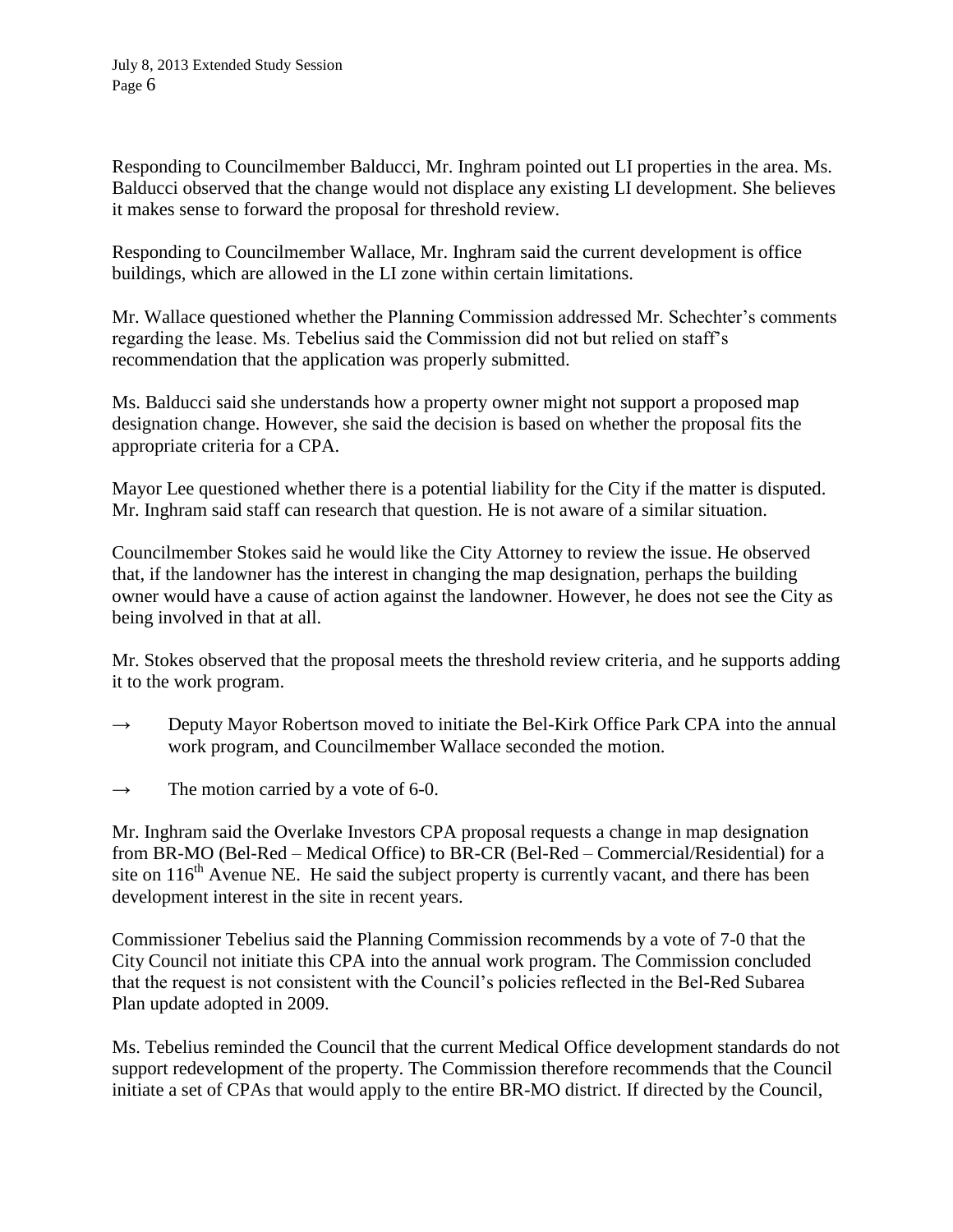Responding to Councilmember Balducci, Mr. Inghram pointed out LI properties in the area. Ms. Balducci observed that the change would not displace any existing LI development. She believes it makes sense to forward the proposal for threshold review.

Responding to Councilmember Wallace, Mr. Inghram said the current development is office buildings, which are allowed in the LI zone within certain limitations.

Mr. Wallace questioned whether the Planning Commission addressed Mr. Schechter's comments regarding the lease. Ms. Tebelius said the Commission did not but relied on staff's recommendation that the application was properly submitted.

Ms. Balducci said she understands how a property owner might not support a proposed map designation change. However, she said the decision is based on whether the proposal fits the appropriate criteria for a CPA.

Mayor Lee questioned whether there is a potential liability for the City if the matter is disputed. Mr. Inghram said staff can research that question. He is not aware of a similar situation.

Councilmember Stokes said he would like the City Attorney to review the issue. He observed that, if the landowner has the interest in changing the map designation, perhaps the building owner would have a cause of action against the landowner. However, he does not see the City as being involved in that at all.

Mr. Stokes observed that the proposal meets the threshold review criteria, and he supports adding it to the work program.

→ Deputy Mayor Robertson moved to initiate the Bel-Kirk Office Park CPA into the annual work program, and Councilmember Wallace seconded the motion.

→ The motion carried by a vote of 6-0.

Mr. Inghram said the Overlake Investors CPA proposal requests a change in map designation from BR-MO (Bel-Red – Medical Office) to BR-CR (Bel-Red – Commercial/Residential) for a site on 116th Avenue NE. He said the subject property is currently vacant, and there has been development interest in the site in recent years.

Commissioner Tebelius said the Planning Commission recommends by a vote of 7-0 that the City Council not initiate this CPA into the annual work program. The Commission concluded that the request is not consistent with the Council's policies reflected in the Bel-Red Subarea Plan update adopted in 2009.

Ms. Tebelius reminded the Council that the current Medical Office development standards do not support redevelopment of the property. The Commission therefore recommends that the Council initiate a set of CPAs that would apply to the entire BR-MO district. If directed by the Council,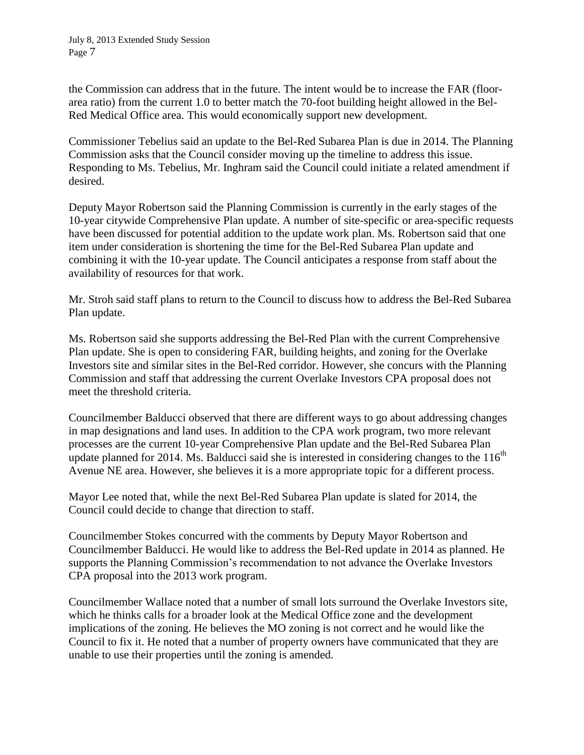the Commission can address that in the future. The intent would be to increase the FAR (floor-area ratio) from the current 1.0 to better match the 70-foot building height allowed in the Bel-Red Medical Office area. This would economically support new development.

Commissioner Tebelius said an update to the Bel-Red Subarea Plan is due in 2014. The Planning Commission asks that the Council consider moving up the timeline to address this issue. Responding to Ms. Tebelius, Mr. Inghram said the Council could initiate a related amendment if desired.

Deputy Mayor Robertson said the Planning Commission is currently in the early stages of the 10-year citywide Comprehensive Plan update. A number of site-specific or area-specific requests have been discussed for potential addition to the update work plan. Ms. Robertson said that one item under consideration is shortening the time for the Bel-Red Subarea Plan update and combining it with the 10-year update. The Council anticipates a response from staff about the availability of resources for that work.

Mr. Stroh said staff plans to return to the Council to discuss how to address the Bel-Red Subarea Plan update.

Ms. Robertson said she supports addressing the Bel-Red Plan with the current Comprehensive Plan update. She is open to considering FAR, building heights, and zoning for the Overlake Investors site and similar sites in the Bel-Red corridor. However, she concurs with the Planning Commission and staff that addressing the current Overlake Investors CPA proposal does not meet the threshold criteria.

Councilmember Balducci observed that there are different ways to go about addressing changes in map designations and land uses. In addition to the CPA work program, two more relevant processes are the current 10-year Comprehensive Plan update and the Bel-Red Subarea Plan update planned for 2014. Ms. Balducci said she is interested in considering changes to the 116th Avenue NE area. However, she believes it is a more appropriate topic for a different process.

Mayor Lee noted that, while the next Bel-Red Subarea Plan update is slated for 2014, the Council could decide to change that direction to staff.

Councilmember Stokes concurred with the comments by Deputy Mayor Robertson and Councilmember Balducci. He would like to address the Bel-Red update in 2014 as planned. He supports the Planning Commission's recommendation to not advance the Overlake Investors CPA proposal into the 2013 work program.

Councilmember Wallace noted that a number of small lots surround the Overlake Investors site, which he thinks calls for a broader look at the Medical Office zone and the development implications of the zoning. He believes the MO zoning is not correct and he would like the Council to fix it. He noted that a number of property owners have communicated that they are unable to use their properties until the zoning is amended.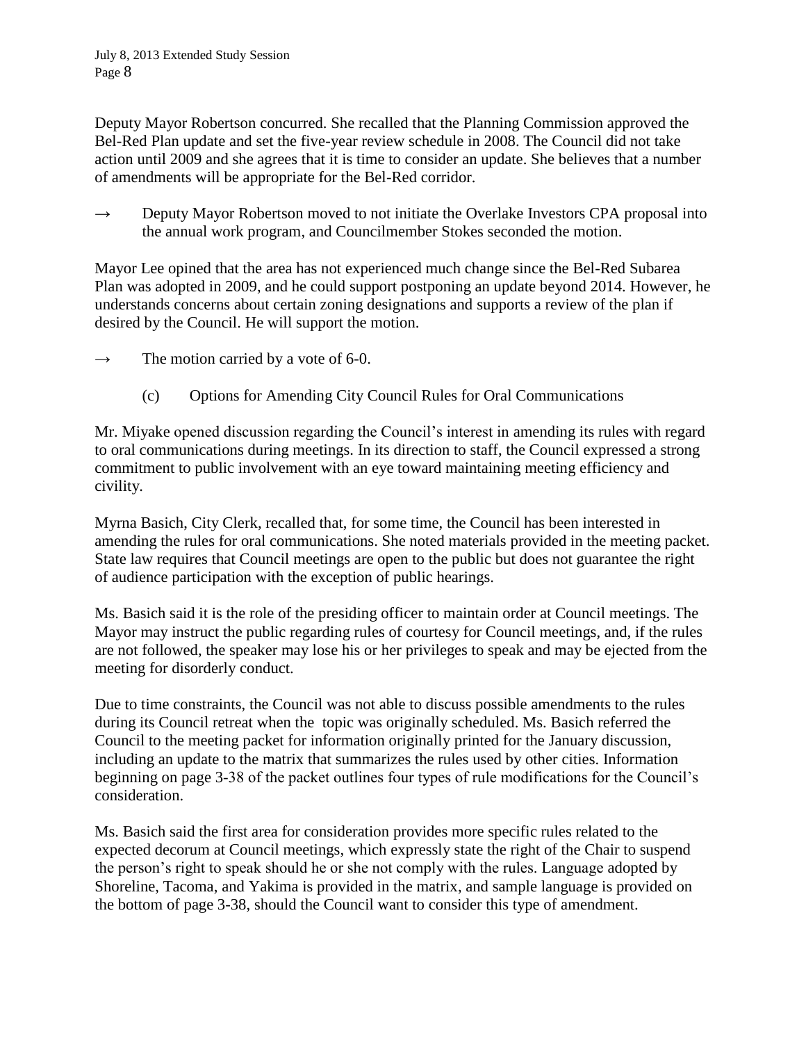Deputy Mayor Robertson concurred. She recalled that the Planning Commission approved the Bel-Red Plan update and set the five-year review schedule in 2008. The Council did not take action until 2009 and she agrees that it is time to consider an update. She believes that a number of amendments will be appropriate for the Bel-Red corridor.

→ Deputy Mayor Robertson moved to not initiate the Overlake Investors CPA proposal into the annual work program, and Councilmember Stokes seconded the motion.

Mayor Lee opined that the area has not experienced much change since the Bel-Red Subarea Plan was adopted in 2009, and he could support postponing an update beyond 2014. However, he understands concerns about certain zoning designations and supports a review of the plan if desired by the Council. He will support the motion.

→ The motion carried by a vote of 6-0.

(c) Options for Amending City Council Rules for Oral Communications

Mr. Miyake opened discussion regarding the Council's interest in amending its rules with regard to oral communications during meetings. In its direction to staff, the Council expressed a strong commitment to public involvement with an eye toward maintaining meeting efficiency and civility.

Myrna Basich, City Clerk, recalled that, for some time, the Council has been interested in amending the rules for oral communications. She noted materials provided in the meeting packet. State law requires that Council meetings are open to the public but does not guarantee the right of audience participation with the exception of public hearings.

Ms. Basich said it is the role of the presiding officer to maintain order at Council meetings. The Mayor may instruct the public regarding rules of courtesy for Council meetings, and, if the rules are not followed, the speaker may lose his or her privileges to speak and may be ejected from the meeting for disorderly conduct.

Due to time constraints, the Council was not able to discuss possible amendments to the rules during its Council retreat when the topic was originally scheduled. Ms. Basich referred the Council to the meeting packet for information originally printed for the January discussion, including an update to the matrix that summarizes the rules used by other cities. Information beginning on page 3-38 of the packet outlines four types of rule modifications for the Council's consideration.

Ms. Basich said the first area for consideration provides more specific rules related to the expected decorum at Council meetings, which expressly state the right of the Chair to suspend the person's right to speak should he or she not comply with the rules. Language adopted by Shoreline, Tacoma, and Yakima is provided in the matrix, and sample language is provided on the bottom of page 3-38, should the Council want to consider this type of amendment.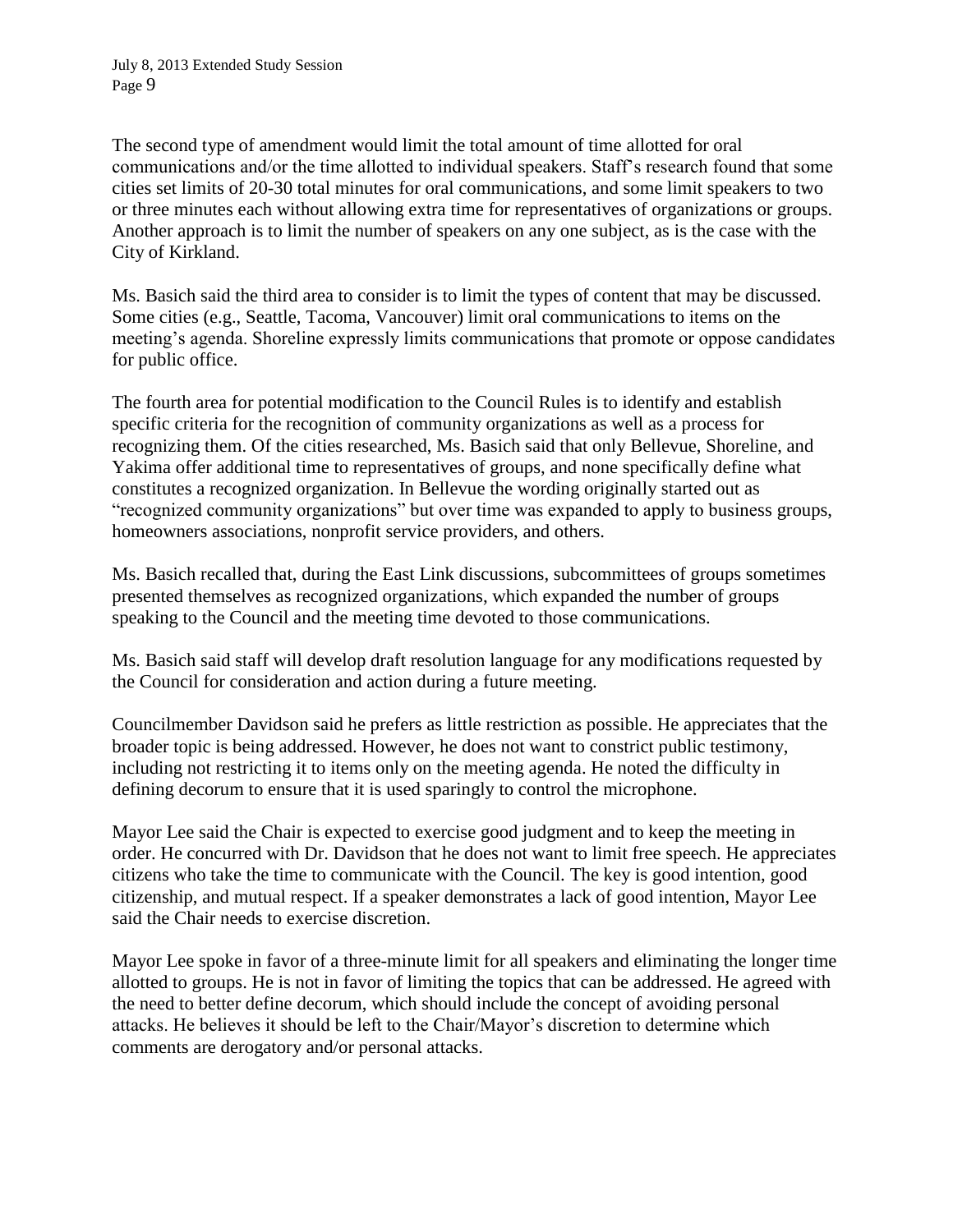The second type of amendment would limit the total amount of time allotted for oral communications and/or the time allotted to individual speakers. Staff's research found that some cities set limits of 20-30 total minutes for oral communications, and some limit speakers to two or three minutes each without allowing extra time for representatives of organizations or groups. Another approach is to limit the number of speakers on any one subject, as is the case with the City of Kirkland.

Ms. Basich said the third area to consider is to limit the types of content that may be discussed. Some cities (e.g., Seattle, Tacoma, Vancouver) limit oral communications to items on the meeting's agenda. Shoreline expressly limits communications that promote or oppose candidates for public office.

The fourth area for potential modification to the Council Rules is to identify and establish specific criteria for the recognition of community organizations as well as a process for recognizing them. Of the cities researched, Ms. Basich said that only Bellevue, Shoreline, and Yakima offer additional time to representatives of groups, and none specifically define what constitutes a recognized organization. In Bellevue the wording originally started out as "recognized community organizations" but over time was expanded to apply to business groups, homeowners associations, nonprofit service providers, and others.

Ms. Basich recalled that, during the East Link discussions, subcommittees of groups sometimes presented themselves as recognized organizations, which expanded the number of groups speaking to the Council and the meeting time devoted to those communications.

Ms. Basich said staff will develop draft resolution language for any modifications requested by the Council for consideration and action during a future meeting.

Councilmember Davidson said he prefers as little restriction as possible. He appreciates that the broader topic is being addressed. However, he does not want to constrict public testimony, including not restricting it to items only on the meeting agenda. He noted the difficulty in defining decorum to ensure that it is used sparingly to control the microphone.

Mayor Lee said the Chair is expected to exercise good judgment and to keep the meeting in order. He concurred with Dr. Davidson that he does not want to limit free speech. He appreciates citizens who take the time to communicate with the Council. The key is good intention, good citizenship, and mutual respect. If a speaker demonstrates a lack of good intention, Mayor Lee said the Chair needs to exercise discretion.

Mayor Lee spoke in favor of a three-minute limit for all speakers and eliminating the longer time allotted to groups. He is not in favor of limiting the topics that can be addressed. He agreed with the need to better define decorum, which should include the concept of avoiding personal attacks. He believes it should be left to the Chair/Mayor's discretion to determine which comments are derogatory and/or personal attacks.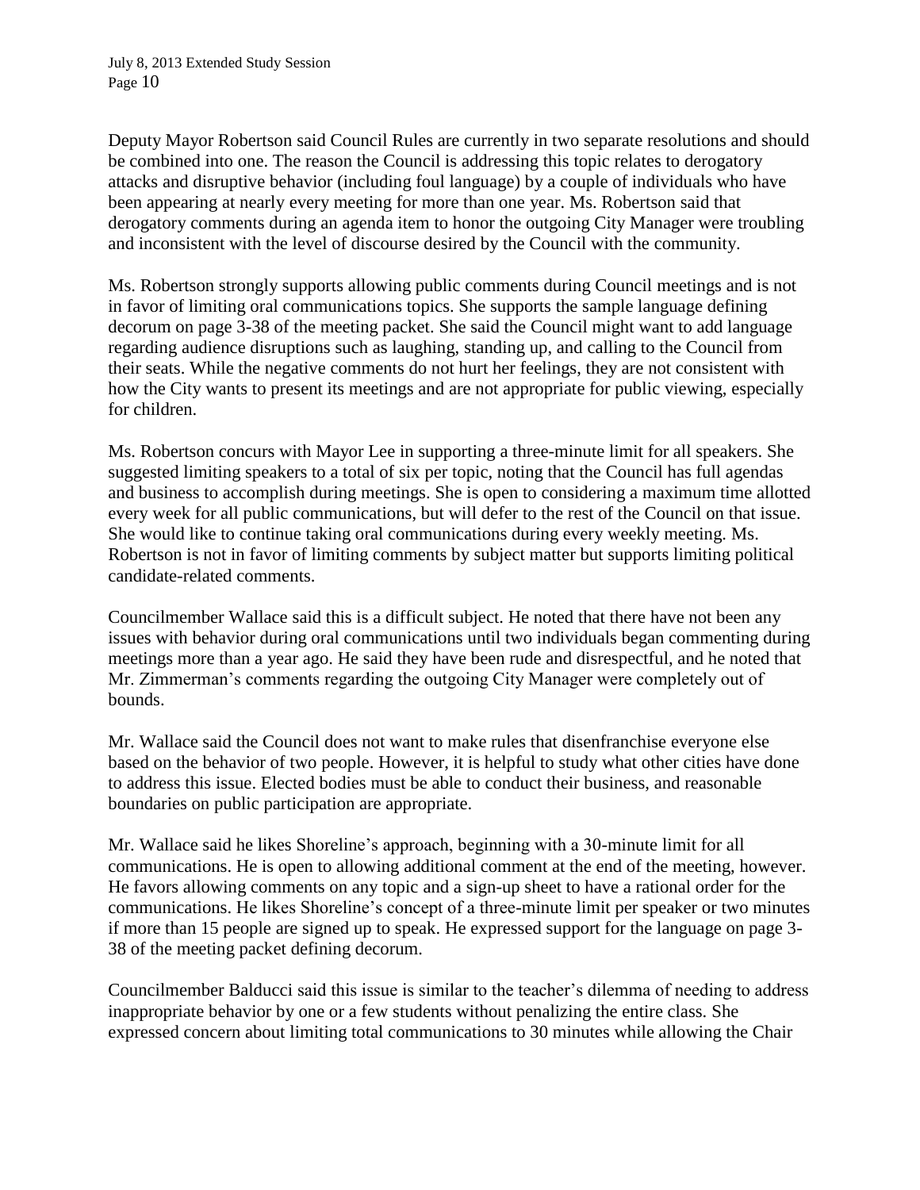Deputy Mayor Robertson said Council Rules are currently in two separate resolutions and should be combined into one. The reason the Council is addressing this topic relates to derogatory attacks and disruptive behavior (including foul language) by a couple of individuals who have been appearing at nearly every meeting for more than one year. Ms. Robertson said that derogatory comments during an agenda item to honor the outgoing City Manager were troubling and inconsistent with the level of discourse desired by the Council with the community.

Ms. Robertson strongly supports allowing public comments during Council meetings and is not in favor of limiting oral communications topics. She supports the sample language defining decorum on page 3-38 of the meeting packet. She said the Council might want to add language regarding audience disruptions such as laughing, standing up, and calling to the Council from their seats. While the negative comments do not hurt her feelings, they are not consistent with how the City wants to present its meetings and are not appropriate for public viewing, especially for children.

Ms. Robertson concurs with Mayor Lee in supporting a three-minute limit for all speakers. She suggested limiting speakers to a total of six per topic, noting that the Council has full agendas and business to accomplish during meetings. She is open to considering a maximum time allotted every week for all public communications, but will defer to the rest of the Council on that issue. She would like to continue taking oral communications during every weekly meeting. Ms. Robertson is not in favor of limiting comments by subject matter but supports limiting political candidate-related comments.

Councilmember Wallace said this is a difficult subject. He noted that there have not been any issues with behavior during oral communications until two individuals began commenting during meetings more than a year ago. He said they have been rude and disrespectful, and he noted that Mr. Zimmerman's comments regarding the outgoing City Manager were completely out of bounds.

Mr. Wallace said the Council does not want to make rules that disenfranchise everyone else based on the behavior of two people. However, it is helpful to study what other cities have done to address this issue. Elected bodies must be able to conduct their business, and reasonable boundaries on public participation are appropriate.

Mr. Wallace said he likes Shoreline's approach, beginning with a 30-minute limit for all communications. He is open to allowing additional comment at the end of the meeting, however. He favors allowing comments on any topic and a sign-up sheet to have a rational order for the communications. He likes Shoreline's concept of a three-minute limit per speaker or two minutes if more than 15 people are signed up to speak. He expressed support for the language on page 3-38 of the meeting packet defining decorum.

Councilmember Balducci said this issue is similar to the teacher's dilemma of needing to address inappropriate behavior by one or a few students without penalizing the entire class. She expressed concern about limiting total communications to 30 minutes while allowing the Chair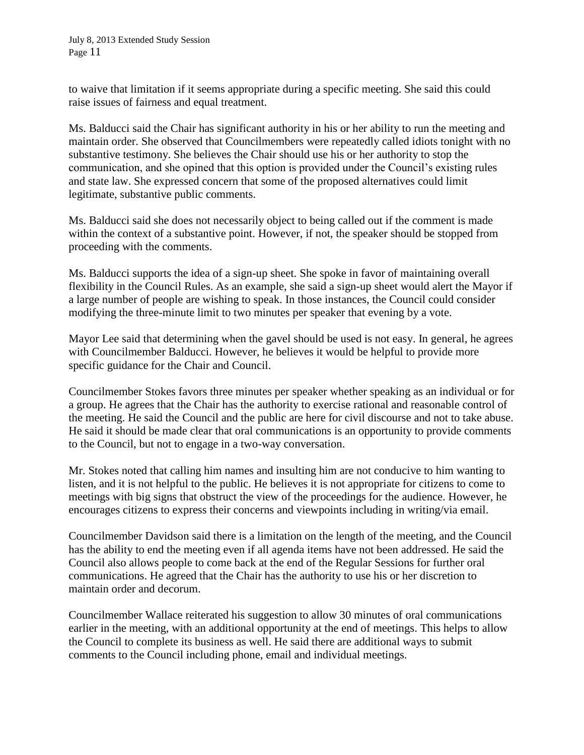to waive that limitation if it seems appropriate during a specific meeting. She said this could raise issues of fairness and equal treatment.

Ms. Balducci said the Chair has significant authority in his or her ability to run the meeting and maintain order. She observed that Councilmembers were repeatedly called idiots tonight with no substantive testimony. She believes the Chair should use his or her authority to stop the communication, and she opined that this option is provided under the Council's existing rules and state law. She expressed concern that some of the proposed alternatives could limit legitimate, substantive public comments.

Ms. Balducci said she does not necessarily object to being called out if the comment is made within the context of a substantive point. However, if not, the speaker should be stopped from proceeding with the comments.

Ms. Balducci supports the idea of a sign-up sheet. She spoke in favor of maintaining overall flexibility in the Council Rules. As an example, she said a sign-up sheet would alert the Mayor if a large number of people are wishing to speak. In those instances, the Council could consider modifying the three-minute limit to two minutes per speaker that evening by a vote.

Mayor Lee said that determining when the gavel should be used is not easy. In general, he agrees with Councilmember Balducci. However, he believes it would be helpful to provide more specific guidance for the Chair and Council.

Councilmember Stokes favors three minutes per speaker whether speaking as an individual or for a group. He agrees that the Chair has the authority to exercise rational and reasonable control of the meeting. He said the Council and the public are here for civil discourse and not to take abuse. He said it should be made clear that oral communications is an opportunity to provide comments to the Council, but not to engage in a two-way conversation.

Mr. Stokes noted that calling him names and insulting him are not conducive to him wanting to listen, and it is not helpful to the public. He believes it is not appropriate for citizens to come to meetings with big signs that obstruct the view of the proceedings for the audience. However, he encourages citizens to express their concerns and viewpoints including in writing/via email.

Councilmember Davidson said there is a limitation on the length of the meeting, and the Council has the ability to end the meeting even if all agenda items have not been addressed. He said the Council also allows people to come back at the end of the Regular Sessions for further oral communications. He agreed that the Chair has the authority to use his or her discretion to maintain order and decorum.

Councilmember Wallace reiterated his suggestion to allow 30 minutes of oral communications earlier in the meeting, with an additional opportunity at the end of meetings. This helps to allow the Council to complete its business as well. He said there are additional ways to submit comments to the Council including phone, email and individual meetings.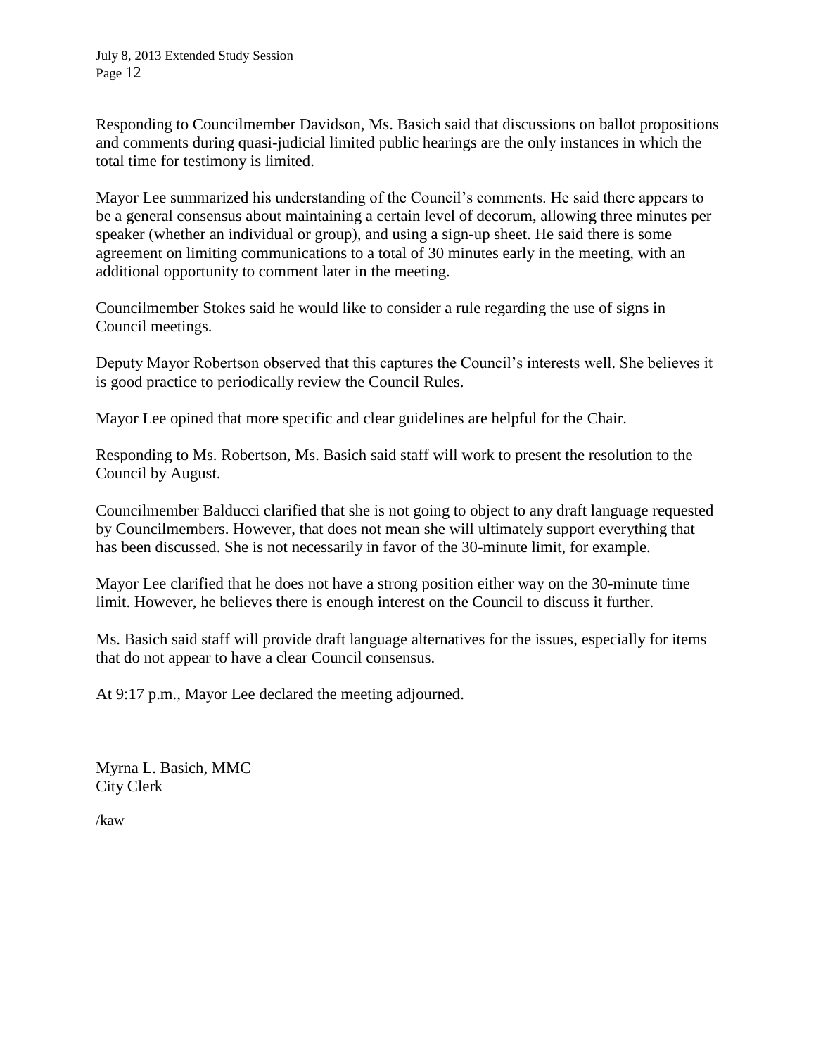Responding to Councilmember Davidson, Ms. Basich said that discussions on ballot propositions and comments during quasi-judicial limited public hearings are the only instances in which the total time for testimony is limited.

Mayor Lee summarized his understanding of the Council's comments. He said there appears to be a general consensus about maintaining a certain level of decorum, allowing three minutes per speaker (whether an individual or group), and using a sign-up sheet. He said there is some agreement on limiting communications to a total of 30 minutes early in the meeting, with an additional opportunity to comment later in the meeting.

Councilmember Stokes said he would like to consider a rule regarding the use of signs in Council meetings.

Deputy Mayor Robertson observed that this captures the Council's interests well. She believes it is good practice to periodically review the Council Rules.

Mayor Lee opined that more specific and clear guidelines are helpful for the Chair.

Responding to Ms. Robertson, Ms. Basich said staff will work to present the resolution to the Council by August.

Councilmember Balducci clarified that she is not going to object to any draft language requested by Councilmembers. However, that does not mean she will ultimately support everything that has been discussed. She is not necessarily in favor of the 30-minute limit, for example.

Mayor Lee clarified that he does not have a strong position either way on the 30-minute time limit. However, he believes there is enough interest on the Council to discuss it further.

Ms. Basich said staff will provide draft language alternatives for the issues, especially for items that do not appear to have a clear Council consensus.

At 9:17 p.m., Mayor Lee declared the meeting adjourned.

Myrna L. Basich, MMC
City Clerk

/kaw